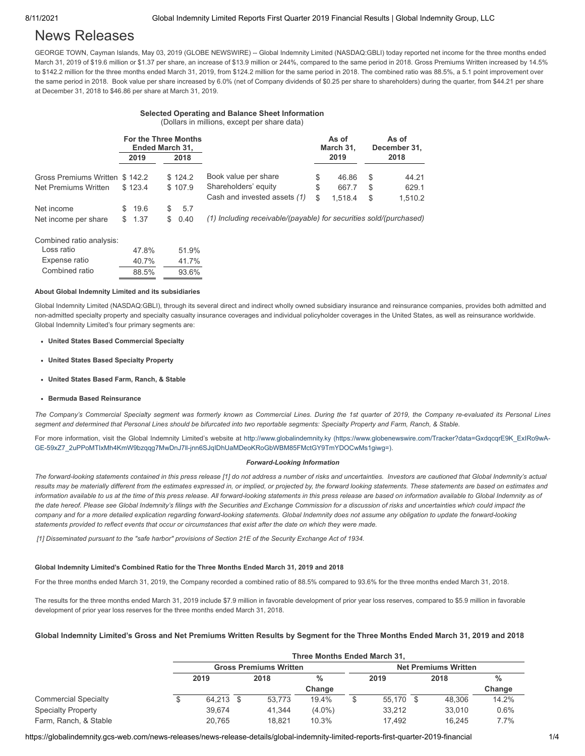# News Releases

GEORGE TOWN, Cayman Islands, May 03, 2019 (GLOBE NEWSWIRE) -- Global Indemnity Limited (NASDAQ:GBLI) today reported net income for the three months ended March 31, 2019 of $19.6 million or $1.37 per share, an increase of $13.9 million or 244%, compared to the same period in 2018. Gross Premiums Written increased by 14.5% to $142.2 million for the three months ended March 31, 2019, from $124.2 million for the same period in 2018. The combined ratio was 88.5%, a 5.1 point improvement over the same period in 2018. Book value per share increased by 6.0% (net of Company dividends of $0.25 per share to shareholders) during the quarter, from $44.21 per share at December 31, 2018 to $46.86 per share at March 31, 2019.

**Selected Operating and Balance Sheet Information**
(Dollars in millions, except per share data)

| | For the Three Months Ended March 31, | |
|---|---|---|
| | 2019 | 2018 |
| Gross Premiums Written | $ 142.2 | $ 124.2 |
| Net Premiums Written | $ 123.4 | $ 107.9 |
| Net income | $ 19.6 | $ 5.7 |
| Net income per share | $ 1.37 | $ 0.40 |
| Combined ratio analysis: | | |
| Loss ratio | 47.8% | 51.9% |
| Expense ratio | 40.7% | 41.7% |
| Combined ratio | 88.5% | 93.6% |

| | As of March 31, 2019 | As of December 31, 2018 |
|---|---|---|
| Book value per share | $ 46.86 | $ 44.21 |
| Shareholders' equity | $ 667.7 | $ 629.1 |
| Cash and invested assets *(1)* | $ 1,518.4 | $ 1,510.2 |

*(1) Including receivable/(payable) for securities sold/(purchased)*

**About Global Indemnity Limited and its subsidiaries**

Global Indemnity Limited (NASDAQ:GBLI), through its several direct and indirect wholly owned subsidiary insurance and reinsurance companies, provides both admitted and non-admitted specialty property and specialty casualty insurance coverages and individual policyholder coverages in the United States, as well as reinsurance worldwide. Global Indemnity Limited's four primary segments are:

- **United States Based Commercial Specialty**
- **United States Based Specialty Property**
- **United States Based Farm, Ranch, & Stable**
- **Bermuda Based Reinsurance**

*The Company's Commercial Specialty segment was formerly known as Commercial Lines. During the 1st quarter of 2019, the Company re-evaluated its Personal Lines segment and determined that Personal Lines should be bifurcated into two reportable segments: Specialty Property and Farm, Ranch, & Stable.*

For more information, visit the Global Indemnity Limited's website at http://www.globalindemnity.ky (https://www.globenewswire.com/Tracker?data=GxdqcqrE9K_ExIRo9wA-GE-59xZ7_2uPPoMTlxMh4KmW9bzqqg7MwDnJ7ll-jnn6SJqIDhUaMDeoKRoGbWBM85FMctGY9TmYDOCwMs1giwg=).

***Forward-Looking Information***

*The forward-looking statements contained in this press release [1] do not address a number of risks and uncertainties. Investors are cautioned that Global Indemnity's actual results may be materially different from the estimates expressed in, or implied, or projected by, the forward looking statements. These statements are based on estimates and information available to us at the time of this press release. All forward-looking statements in this press release are based on information available to Global Indemnity as of the date hereof. Please see Global Indemnity's filings with the Securities and Exchange Commission for a discussion of risks and uncertainties which could impact the company and for a more detailed explication regarding forward-looking statements. Global Indemnity does not assume any obligation to update the forward-looking statements provided to reflect events that occur or circumstances that exist after the date on which they were made.*

*[1] Disseminated pursuant to the "safe harbor" provisions of Section 21E of the Security Exchange Act of 1934.*

**Global Indemnity Limited's Combined Ratio for the Three Months Ended March 31, 2019 and 2018**

For the three months ended March 31, 2019, the Company recorded a combined ratio of 88.5% compared to 93.6% for the three months ended March 31, 2018.

The results for the three months ended March 31, 2019 include $7.9 million in favorable development of prior year loss reserves, compared to $5.9 million in favorable development of prior year loss reserves for the three months ended March 31, 2018.

**Global Indemnity Limited's Gross and Net Premiums Written Results by Segment for the Three Months Ended March 31, 2019 and 2018**

| | Three Months Ended March 31, | | | | | |
|---|---|---|---|---|---|---|
| | Gross Premiums Written | | | Net Premiums Written | | |
| | 2019 | 2018 | % Change | 2019 | 2018 | % Change |
| Commercial Specialty | $ 64,213 | $ 53,773 | 19.4% | $ 55,170 | $ 48,306 | 14.2% |
| Specialty Property | 39,674 | 41,344 | (4.0%) | 33,212 | 33,010 | 0.6% |
| Farm, Ranch, & Stable | 20,765 | 18,821 | 10.3% | 17,492 | 16,245 | 7.7% |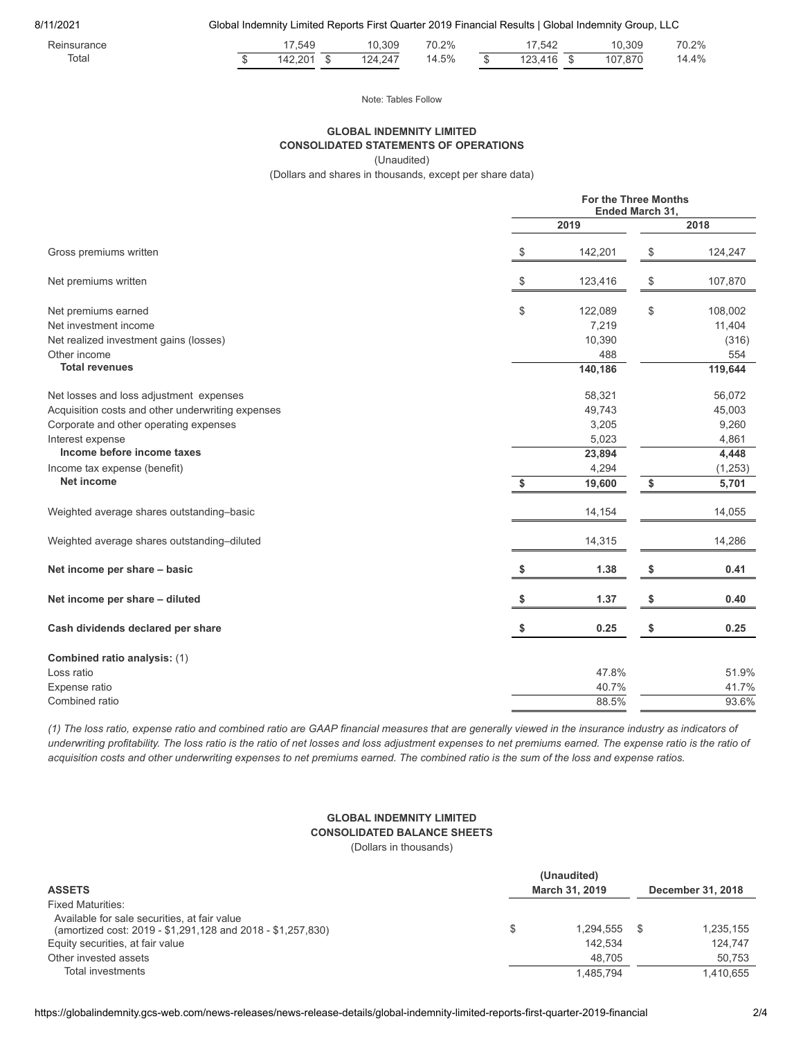| | | | | | | |
|---|---|---|---|---|---|---|
| Reinsurance | 17,549 | 10,309 | 70.2% | 17,542 | 10,309 | 70.2% |
| Total | $ 142,201 | $ 124,247 | 14.5% | $ 123,416 | $ 107,870 | 14.4% |

Note: Tables Follow

**GLOBAL INDEMNITY LIMITED**
**CONSOLIDATED STATEMENTS OF OPERATIONS**
(Unaudited)
(Dollars and shares in thousands, except per share data)

| | For the Three Months Ended March 31, | |
|---|---|---|
| | 2019 | 2018 |
| Gross premiums written | $ 142,201 | $ 124,247 |
| Net premiums written | $ 123,416 | $ 107,870 |
| Net premiums earned | $ 122,089 | $ 108,002 |
| Net investment income | 7,219 | 11,404 |
| Net realized investment gains (losses) | 10,390 | (316) |
| Other income | 488 | 554 |
| **Total revenues** | **140,186** | **119,644** |
| Net losses and loss adjustment expenses | 58,321 | 56,072 |
| Acquisition costs and other underwriting expenses | 49,743 | 45,003 |
| Corporate and other operating expenses | 3,205 | 9,260 |
| Interest expense | 5,023 | 4,861 |
| **Income before income taxes** | **23,894** | **4,448** |
| Income tax expense (benefit) | 4,294 | (1,253) |
| **Net income** | **$ 19,600** | **$ 5,701** |
| Weighted average shares outstanding–basic | 14,154 | 14,055 |
| Weighted average shares outstanding–diluted | 14,315 | 14,286 |
| **Net income per share – basic** | **$ 1.38** | **$ 0.41** |
| **Net income per share – diluted** | **$ 1.37** | **$ 0.40** |
| **Cash dividends declared per share** | **$ 0.25** | **$ 0.25** |
| **Combined ratio analysis:** (1) | | |
| Loss ratio | 47.8% | 51.9% |
| Expense ratio | 40.7% | 41.7% |
| Combined ratio | 88.5% | 93.6% |

*(1) The loss ratio, expense ratio and combined ratio are GAAP financial measures that are generally viewed in the insurance industry as indicators of underwriting profitability. The loss ratio is the ratio of net losses and loss adjustment expenses to net premiums earned. The expense ratio is the ratio of acquisition costs and other underwriting expenses to net premiums earned. The combined ratio is the sum of the loss and expense ratios.*

**GLOBAL INDEMNITY LIMITED**
**CONSOLIDATED BALANCE SHEETS**
(Dollars in thousands)

| | (Unaudited) March 31, 2019 | December 31, 2018 |
|---|---|---|
| **ASSETS** | | |
| Fixed Maturities: | | |
| Available for sale securities, at fair value (amortized cost: 2019 - $1,291,128 and 2018 - $1,257,830) | $ 1,294,555 | $ 1,235,155 |
| Equity securities, at fair value | 142,534 | 124,747 |
| Other invested assets | 48,705 | 50,753 |
| Total investments | 1,485,794 | 1,410,655 |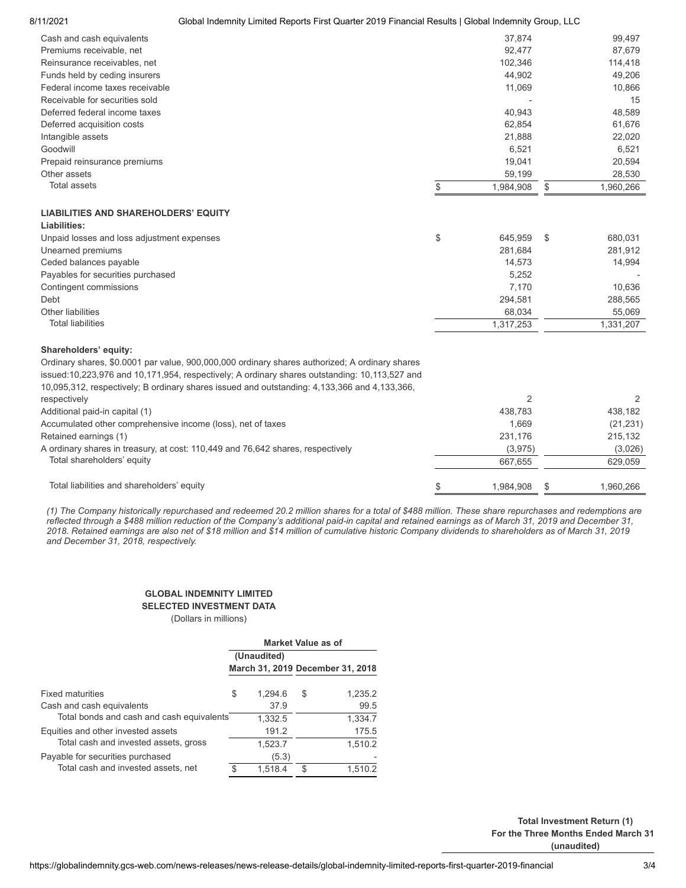| | | |
|---|---|---|
| Cash and cash equivalents | 37,874 | 99,497 |
| Premiums receivable, net | 92,477 | 87,679 |
| Reinsurance receivables, net | 102,346 | 114,418 |
| Funds held by ceding insurers | 44,902 | 49,206 |
| Federal income taxes receivable | 11,069 | 10,866 |
| Receivable for securities sold | - | 15 |
| Deferred federal income taxes | 40,943 | 48,589 |
| Deferred acquisition costs | 62,854 | 61,676 |
| Intangible assets | 21,888 | 22,020 |
| Goodwill | 6,521 | 6,521 |
| Prepaid reinsurance premiums | 19,041 | 20,594 |
| Other assets | 59,199 | 28,530 |
| Total assets | $ 1,984,908 | $ 1,960,266 |
| | | |
| **LIABILITIES AND SHAREHOLDERS' EQUITY** | | |
| **Liabilities:** | | |
| Unpaid losses and loss adjustment expenses | $ 645,959 | $ 680,031 |
| Unearned premiums | 281,684 | 281,912 |
| Ceded balances payable | 14,573 | 14,994 |
| Payables for securities purchased | 5,252 | - |
| Contingent commissions | 7,170 | 10,636 |
| Debt | 294,581 | 288,565 |
| Other liabilities | 68,034 | 55,069 |
| Total liabilities | 1,317,253 | 1,331,207 |
| | | |
| **Shareholders' equity:** | | |
| Ordinary shares, $0.0001 par value, 900,000,000 ordinary shares authorized; A ordinary shares issued:10,223,976 and 10,171,954, respectively; A ordinary shares outstanding: 10,113,527 and 10,095,312, respectively; B ordinary shares issued and outstanding: 4,133,366 and 4,133,366, respectively | 2 | 2 |
| Additional paid-in capital (1) | 438,783 | 438,182 |
| Accumulated other comprehensive income (loss), net of taxes | 1,669 | (21,231) |
| Retained earnings (1) | 231,176 | 215,132 |
| A ordinary shares in treasury, at cost: 110,449 and 76,642 shares, respectively | (3,975) | (3,026) |
| Total shareholders' equity | 667,655 | 629,059 |
| | | |
| Total liabilities and shareholders' equity | $ 1,984,908 | $ 1,960,266 |

*(1) The Company historically repurchased and redeemed 20.2 million shares for a total of $488 million. These share repurchases and redemptions are reflected through a $488 million reduction of the Company's additional paid-in capital and retained earnings as of March 31, 2019 and December 31, 2018. Retained earnings are also net of $18 million and $14 million of cumulative historic Company dividends to shareholders as of March 31, 2019 and December 31, 2018, respectively.*

**GLOBAL INDEMNITY LIMITED**
**SELECTED INVESTMENT DATA**
(Dollars in millions)

| | Market Value as of | |
|---|---|---|
| | (Unaudited) March 31, 2019 | December 31, 2018 |
| Fixed maturities | $ 1,294.6 | $ 1,235.2 |
| Cash and cash equivalents | 37.9 | 99.5 |
| Total bonds and cash and cash equivalents | 1,332.5 | 1,334.7 |
| Equities and other invested assets | 191.2 | 175.5 |
| Total cash and invested assets, gross | 1,523.7 | 1,510.2 |
| Payable for securities purchased | (5.3) | - |
| Total cash and invested assets, net | $ 1,518.4 | $ 1,510.2 |

**Total Investment Return (1)**
**For the Three Months Ended March 31**
**(unaudited)**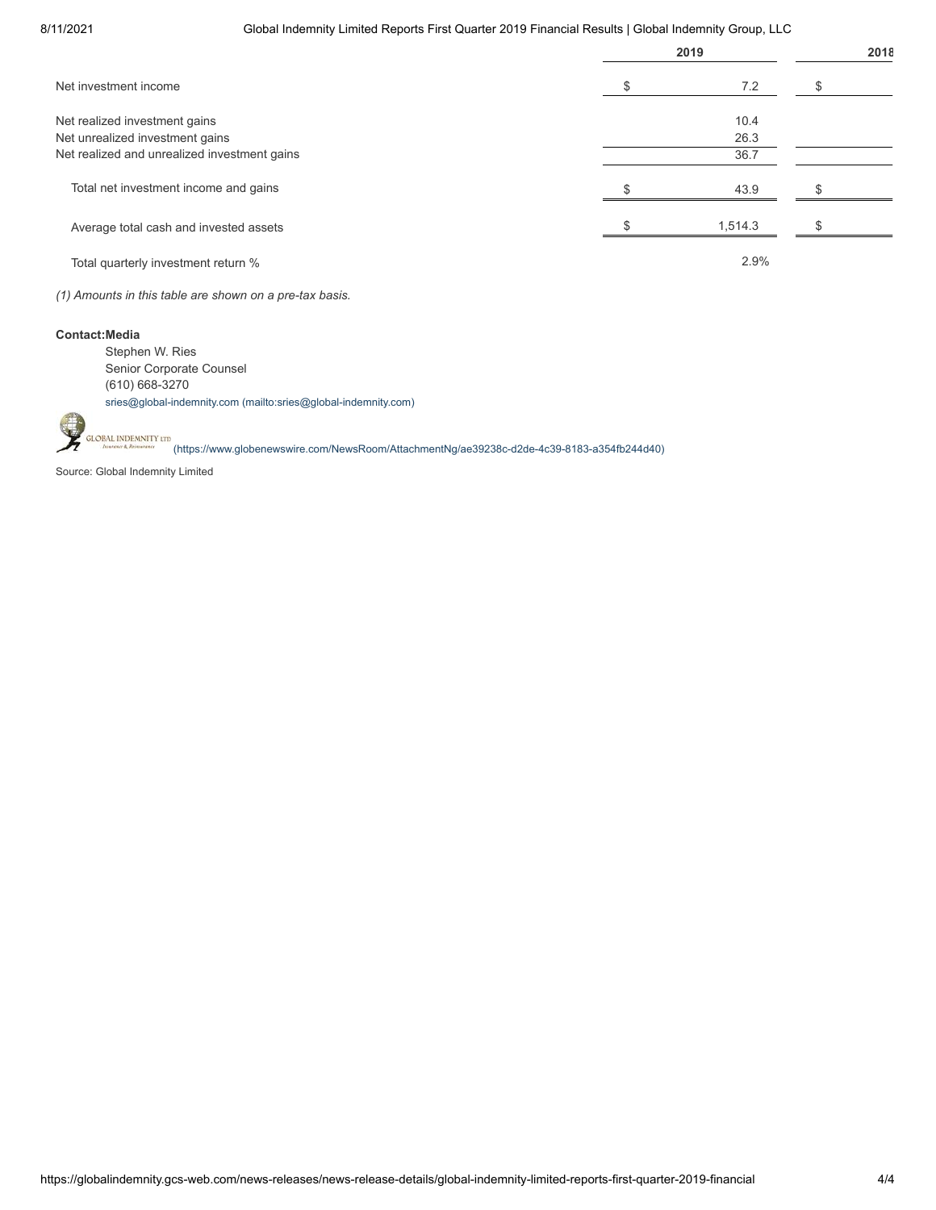| | 2019 | 2018 |
|---|---|---|
| Net investment income | $ 7.2 | $ |
| Net realized investment gains | 10.4 | |
| Net unrealized investment gains | 26.3 | |
| Net realized and unrealized investment gains | 36.7 | |
| Total net investment income and gains | $ 43.9 | $ |
| Average total cash and invested assets | $ 1,514.3 | $ |
| Total quarterly investment return % | 2.9% | |

*(1) Amounts in this table are shown on a pre-tax basis.*

**Contact:Media**

Stephen W. Ries
Senior Corporate Counsel
(610) 668-3270
sries@global-indemnity.com (mailto:sries@global-indemnity.com)

GLOBAL INDEMNITY LTD Insurance & Reinsurance (https://www.globenewswire.com/NewsRoom/AttachmentNg/ae39238c-d2de-4c39-8183-a354fb244d40)

Source: Global Indemnity Limited